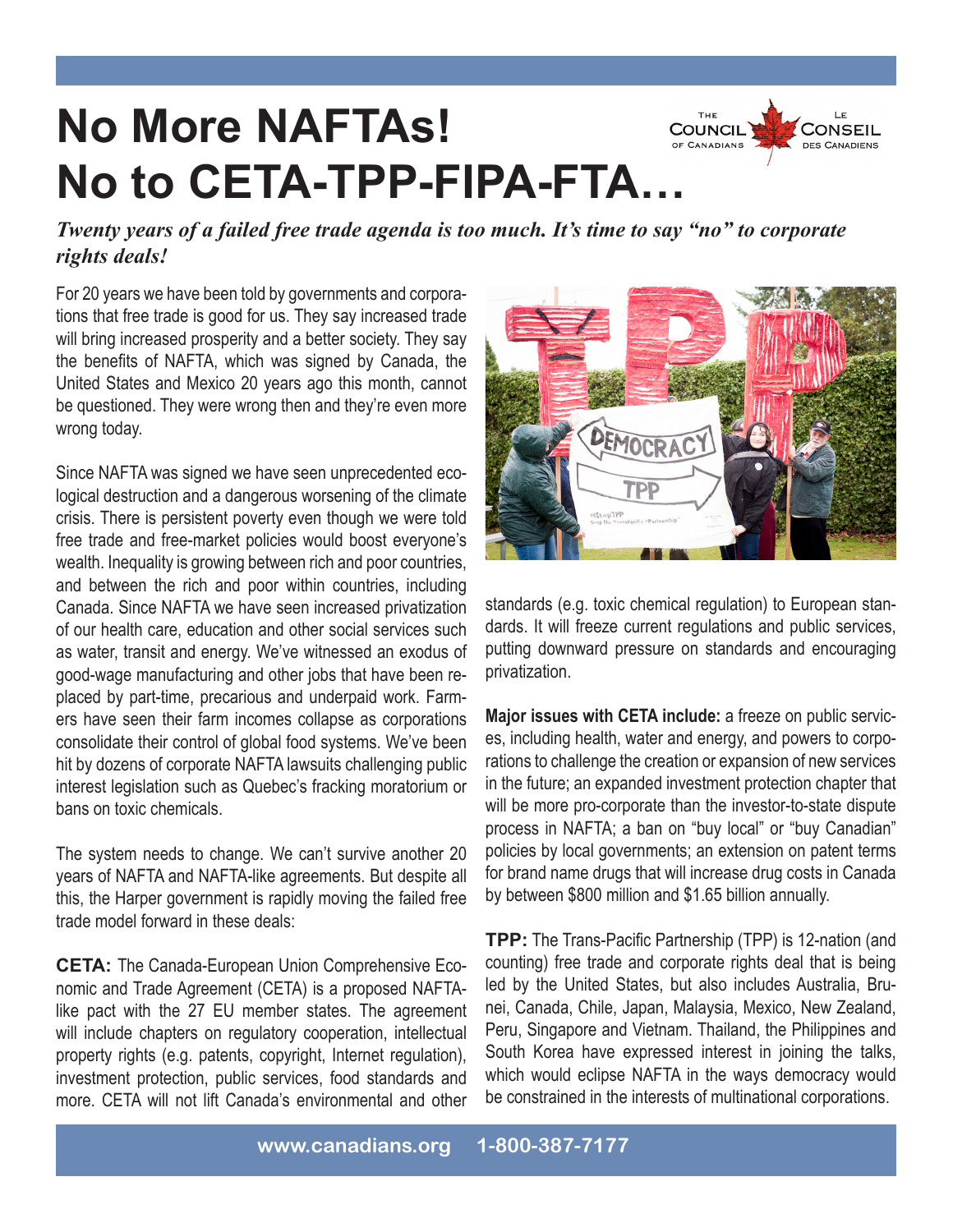# No More NAFTAs! No to CETA-TPP-FIPA-FTA…

*Twenty years of a failed free trade agenda is too much. It's time to say "no" to corporate rights deals!*

For 20 years we have been told by governments and corporations that free trade is good for us. They say increased trade will bring increased prosperity and a better society. They say the benefits of NAFTA, which was signed by Canada, the United States and Mexico 20 years ago this month, cannot be questioned. They were wrong then and they're even more wrong today.

Since NAFTA was signed we have seen unprecedented ecological destruction and a dangerous worsening of the climate crisis. There is persistent poverty even though we were told free trade and free-market policies would boost everyone's wealth. Inequality is growing between rich and poor countries, and between the rich and poor within countries, including Canada. Since NAFTA we have seen increased privatization of our health care, education and other social services such as water, transit and energy. We've witnessed an exodus of good-wage manufacturing and other jobs that have been replaced by part-time, precarious and underpaid work. Farmers have seen their farm incomes collapse as corporations consolidate their control of global food systems. We've been hit by dozens of corporate NAFTA lawsuits challenging public interest legislation such as Quebec's fracking moratorium or bans on toxic chemicals.

The system needs to change. We can't survive another 20 years of NAFTA and NAFTA-like agreements. But despite all this, the Harper government is rapidly moving the failed free trade model forward in these deals:

**CETA:** The Canada-European Union Comprehensive Economic and Trade Agreement (CETA) is a proposed NAFTA-like pact with the 27 EU member states. The agreement will include chapters on regulatory cooperation, intellectual property rights (e.g. patents, copyright, Internet regulation), investment protection, public services, food standards and more. CETA will not lift Canada's environmental and other standards (e.g. toxic chemical regulation) to European standards. It will freeze current regulations and public services, putting downward pressure on standards and encouraging privatization.

**Major issues with CETA include:** a freeze on public services, including health, water and energy, and powers to corporations to challenge the creation or expansion of new services in the future; an expanded investment protection chapter that will be more pro-corporate than the investor-to-state dispute process in NAFTA; a ban on "buy local" or "buy Canadian" policies by local governments; an extension on patent terms for brand name drugs that will increase drug costs in Canada by between $800 million and $1.65 billion annually.

**TPP:** The Trans-Pacific Partnership (TPP) is 12-nation (and counting) free trade and corporate rights deal that is being led by the United States, but also includes Australia, Brunei, Canada, Chile, Japan, Malaysia, Mexico, New Zealand, Peru, Singapore and Vietnam. Thailand, the Philippines and South Korea have expressed interest in joining the talks, which would eclipse NAFTA in the ways democracy would be constrained in the interests of multinational corporations.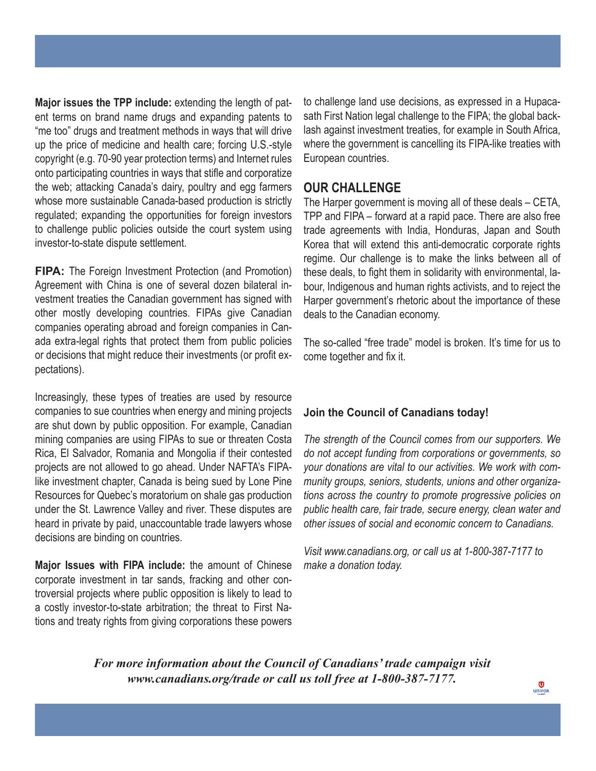**Major issues the TPP include:** extending the length of patent terms on brand name drugs and expanding patents to "me too" drugs and treatment methods in ways that will drive up the price of medicine and health care; forcing U.S.-style copyright (e.g. 70-90 year protection terms) and Internet rules onto participating countries in ways that stifle and corporatize the web; attacking Canada's dairy, poultry and egg farmers whose more sustainable Canada-based production is strictly regulated; expanding the opportunities for foreign investors to challenge public policies outside the court system using investor-to-state dispute settlement.

**FIPA:** The Foreign Investment Protection (and Promotion) Agreement with China is one of several dozen bilateral investment treaties the Canadian government has signed with other mostly developing countries. FIPAs give Canadian companies operating abroad and foreign companies in Canada extra-legal rights that protect them from public policies or decisions that might reduce their investments (or profit expectations).

Increasingly, these types of treaties are used by resource companies to sue countries when energy and mining projects are shut down by public opposition. For example, Canadian mining companies are using FIPAs to sue or threaten Costa Rica, El Salvador, Romania and Mongolia if their contested projects are not allowed to go ahead. Under NAFTA's FIPA-like investment chapter, Canada is being sued by Lone Pine Resources for Quebec's moratorium on shale gas production under the St. Lawrence Valley and river. These disputes are heard in private by paid, unaccountable trade lawyers whose decisions are binding on countries.

**Major Issues with FIPA include:** the amount of Chinese corporate investment in tar sands, fracking and other controversial projects where public opposition is likely to lead to a costly investor-to-state arbitration; the threat to First Nations and treaty rights from giving corporations these powers to challenge land use decisions, as expressed in a Hupacasath First Nation legal challenge to the FIPA; the global backlash against investment treaties, for example in South Africa, where the government is cancelling its FIPA-like treaties with European countries.

## OUR CHALLENGE

The Harper government is moving all of these deals – CETA, TPP and FIPA – forward at a rapid pace. There are also free trade agreements with India, Honduras, Japan and South Korea that will extend this anti-democratic corporate rights regime. Our challenge is to make the links between all of these deals, to fight them in solidarity with environmental, labour, Indigenous and human rights activists, and to reject the Harper government's rhetoric about the importance of these deals to the Canadian economy.

The so-called "free trade" model is broken. It's time for us to come together and fix it.

**Join the Council of Canadians today!**

*The strength of the Council comes from our supporters. We do not accept funding from corporations or governments, so your donations are vital to our activities. We work with community groups, seniors, students, unions and other organizations across the country to promote progressive policies on public health care, fair trade, secure energy, clean water and other issues of social and economic concern to Canadians.*

*Visit www.canadians.org, or call us at 1-800-387-7177 to make a donation today.*

***For more information about the Council of Canadians' trade campaign visit www.canadians.org/trade or call us toll free at 1-800-387-7177.***